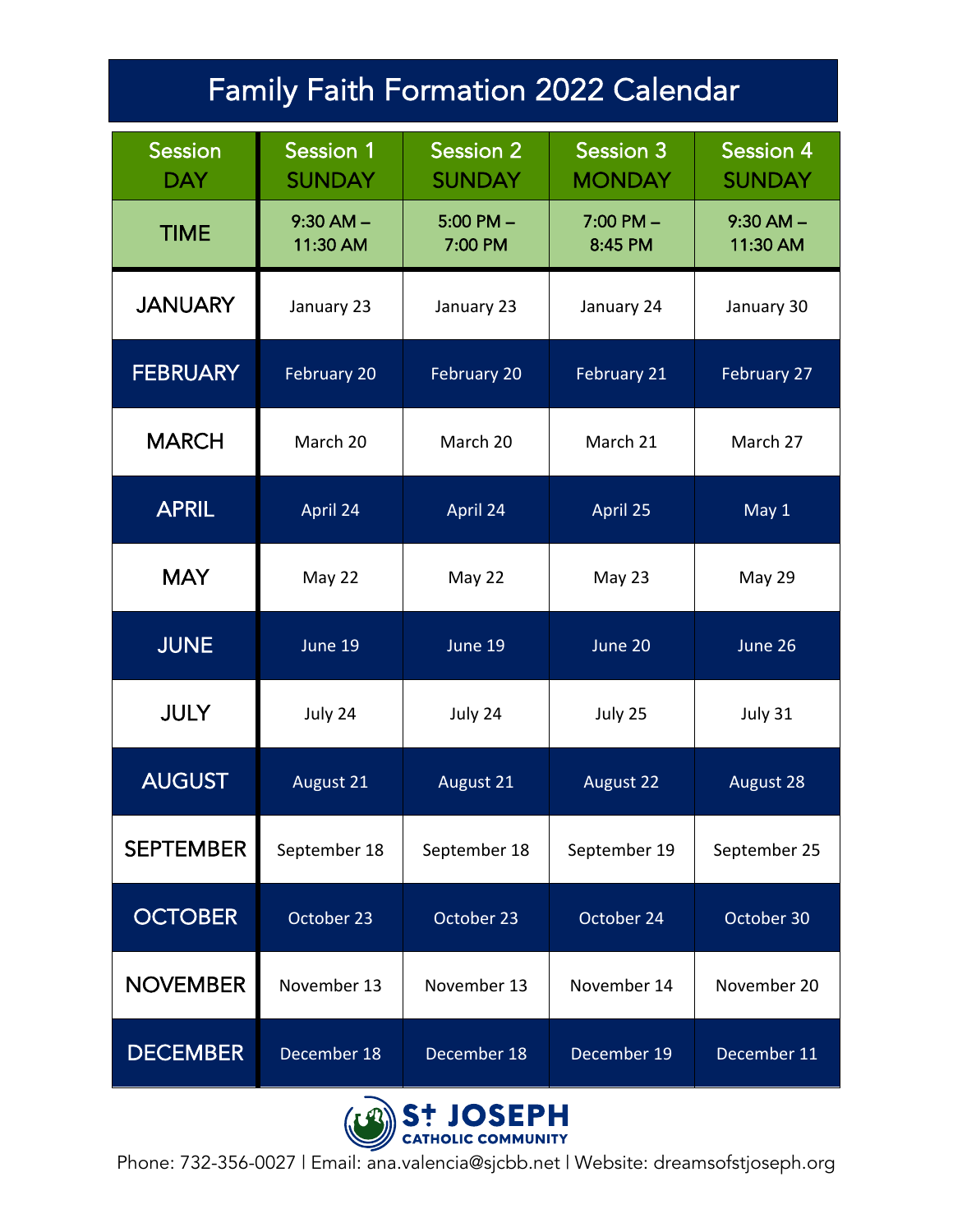# Family Faith Formation 2022 Calendar

| Session DAY | Session 1 SUNDAY | Session 2 SUNDAY | Session 3 MONDAY | Session 4 SUNDAY |
|---|---|---|---|---|
| TIME | 9:30 AM – 11:30 AM | 5:00 PM – 7:00 PM | 7:00 PM – 8:45 PM | 9:30 AM – 11:30 AM |
| JANUARY | January 23 | January 23 | January 24 | January 30 |
| FEBRUARY | February 20 | February 20 | February 21 | February 27 |
| MARCH | March 20 | March 20 | March 21 | March 27 |
| APRIL | April 24 | April 24 | April 25 | May 1 |
| MAY | May 22 | May 22 | May 23 | May 29 |
| JUNE | June 19 | June 19 | June 20 | June 26 |
| JULY | July 24 | July 24 | July 25 | July 31 |
| AUGUST | August 21 | August 21 | August 22 | August 28 |
| SEPTEMBER | September 18 | September 18 | September 19 | September 25 |
| OCTOBER | October 23 | October 23 | October 24 | October 30 |
| NOVEMBER | November 13 | November 13 | November 14 | November 20 |
| DECEMBER | December 18 | December 18 | December 19 | December 11 |

St JOSEPH CATHOLIC COMMUNITY

Phone: 732-356-0027 | Email: ana.valencia@sjcbb.net | Website: dreamsofstjoseph.org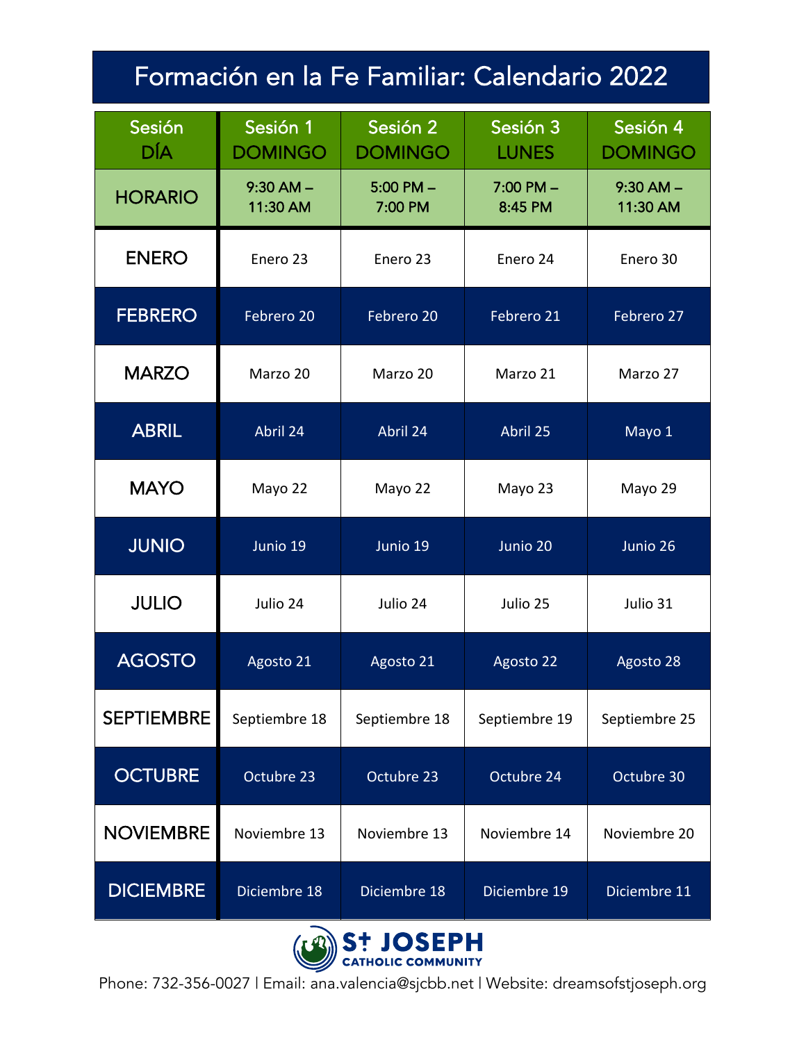# Formación en la Fe Familiar: Calendario 2022

| Sesión DÍA | Sesión 1 DOMINGO | Sesión 2 DOMINGO | Sesión 3 LUNES | Sesión 4 DOMINGO |
|---|---|---|---|---|
| HORARIO | 9:30 AM – 11:30 AM | 5:00 PM – 7:00 PM | 7:00 PM – 8:45 PM | 9:30 AM – 11:30 AM |
| ENERO | Enero 23 | Enero 23 | Enero 24 | Enero 30 |
| FEBRERO | Febrero 20 | Febrero 20 | Febrero 21 | Febrero 27 |
| MARZO | Marzo 20 | Marzo 20 | Marzo 21 | Marzo 27 |
| ABRIL | Abril 24 | Abril 24 | Abril 25 | Mayo 1 |
| MAYO | Mayo 22 | Mayo 22 | Mayo 23 | Mayo 29 |
| JUNIO | Junio 19 | Junio 19 | Junio 20 | Junio 26 |
| JULIO | Julio 24 | Julio 24 | Julio 25 | Julio 31 |
| AGOSTO | Agosto 21 | Agosto 21 | Agosto 22 | Agosto 28 |
| SEPTIEMBRE | Septiembre 18 | Septiembre 18 | Septiembre 19 | Septiembre 25 |
| OCTUBRE | Octubre 23 | Octubre 23 | Octubre 24 | Octubre 30 |
| NOVIEMBRE | Noviembre 13 | Noviembre 13 | Noviembre 14 | Noviembre 20 |
| DICIEMBRE | Diciembre 18 | Diciembre 18 | Diciembre 19 | Diciembre 11 |

St JOSEPH
CATHOLIC COMMUNITY

Phone: 732-356-0027 | Email: ana.valencia@sjcbb.net | Website: dreamsofstjoseph.org